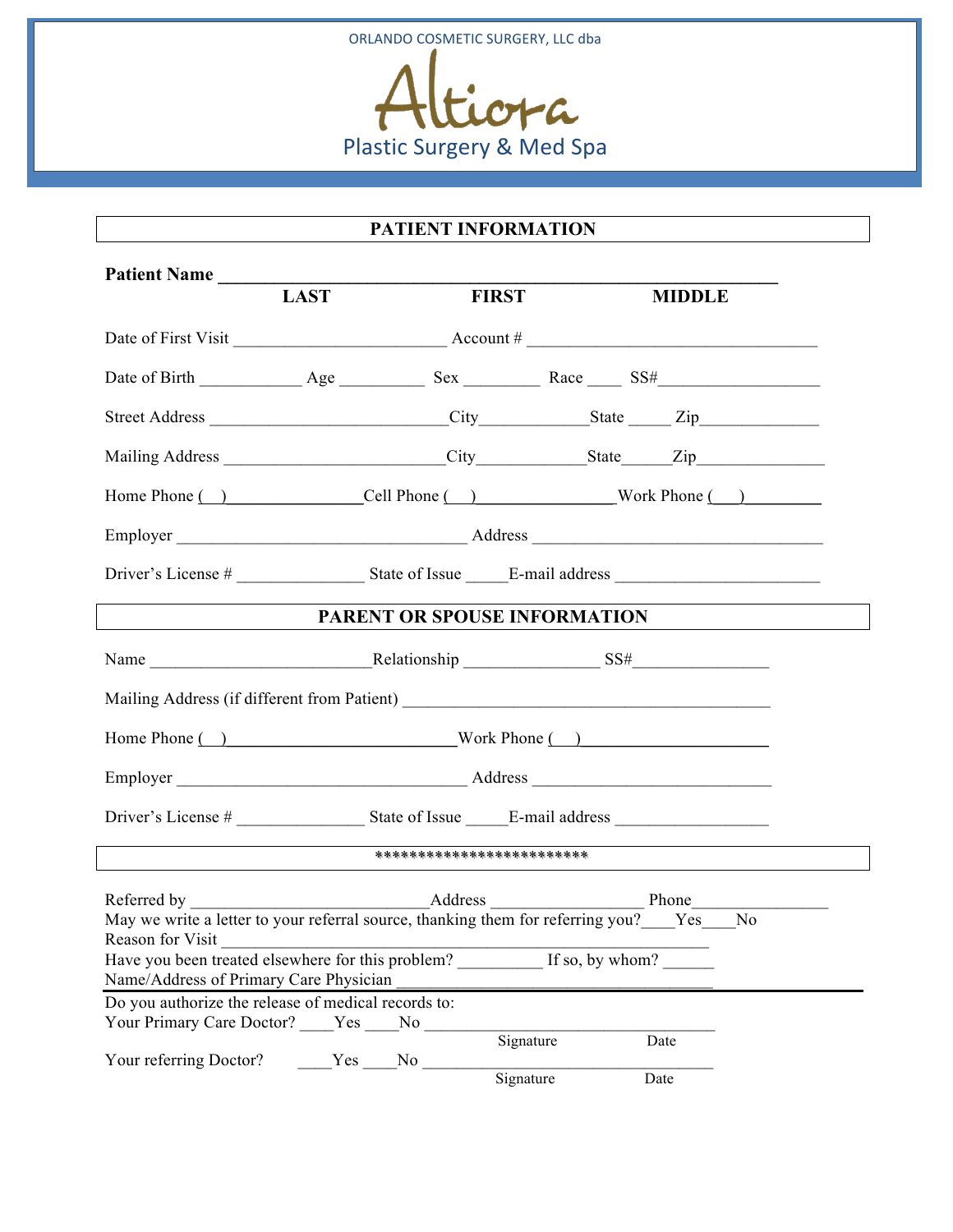ORLANDO COSMETIC SURGERY, LLC dba

# Altiora

Plastic Surgery & Med Spa

## PATIENT INFORMATION

**Patient Name** _______________________________________________

**LAST** **FIRST** **MIDDLE**

Date of First Visit ________________________ Account # ________________________________

Date of Birth ___________ Age __________ Sex _________ Race ____ SS#__________________

Street Address ___________________________City____________State _____ Zip_____________

Mailing Address _________________________City____________State_____Zip______________

Home Phone (  )________________Cell Phone (  )________________Work Phone (  )_________

Employer _________________________________ Address _________________________________

Driver's License # ______________ State of Issue _____E-mail address _______________________

## PARENT OR SPOUSE INFORMATION

Name _________________________Relationship _______________ SS#_______________

Mailing Address (if different from Patient) ________________________________________

Home Phone (  )__________________________Work Phone (  )_____________________

Employer _________________________________ Address ____________________________

Driver's License # ______________ State of Issue _____E-mail address _________________

*************************

Referred by ___________________________Address _________________ Phone________________

May we write a letter to your referral source, thanking them for referring you?____Yes____No

Reason for Visit _______________________________________________________________

Have you been treated elsewhere for this problem? _________ If so, by whom? ______

Name/Address of Primary Care Physician ____________________________________

Do you authorize the release of medical records to:

Your Primary Care Doctor? ____Yes ____No __________________________________

Signature Date

Your referring Doctor? ____Yes ____No __________________________________

Signature Date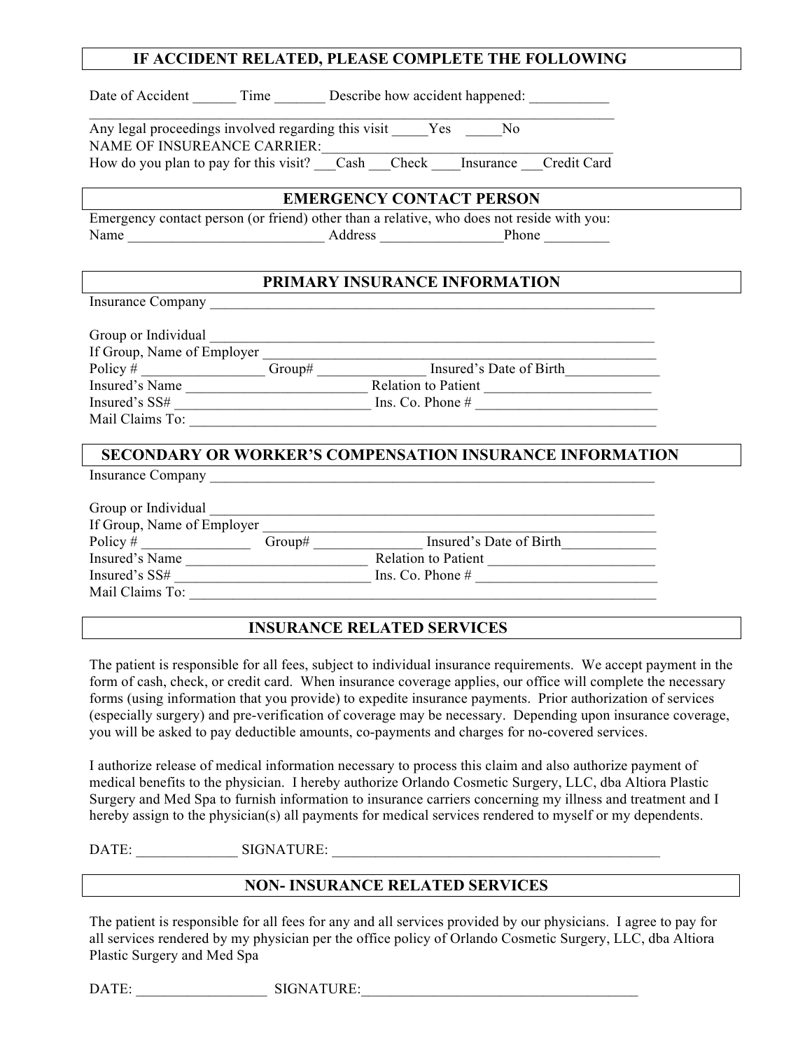## IF ACCIDENT RELATED, PLEASE COMPLETE THE FOLLOWING

Date of Accident ______ Time _______ Describe how accident happened: ___________
______________________________________________________________________________

Any legal proceedings involved regarding this visit _____Yes _____No
NAME OF INSUREANCE CARRIER:_________________________________________
How do you plan to pay for this visit? ___Cash ___Check ____Insurance ___Credit Card

## EMERGENCY CONTACT PERSON

Emergency contact person (or friend) other than a relative, who does not reside with you:
Name ___________________________ Address ________________Phone _________

## PRIMARY INSURANCE INFORMATION

Insurance Company _______________________________________________________________

Group or Individual _______________________________________________________________
If Group, Name of Employer ________________________________________________________
Policy # ________________ Group# ______________ Insured's Date of Birth_____________
Insured's Name _________________________ Relation to Patient _______________________
Insured's SS# ___________________________ Ins. Co. Phone # _________________________
Mail Claims To: ___________________________________________________________________

## SECONDARY OR WORKER'S COMPENSATION INSURANCE INFORMATION

Insurance Company _______________________________________________________________

Group or Individual _______________________________________________________________
If Group, Name of Employer ________________________________________________________
Policy # _______________ Group# _______________ Insured's Date of Birth_____________
Insured's Name _________________________ Relation to Patient _______________________
Insured's SS# ___________________________ Ins. Co. Phone # _________________________
Mail Claims To: ___________________________________________________________________

## INSURANCE RELATED SERVICES

The patient is responsible for all fees, subject to individual insurance requirements. We accept payment in the form of cash, check, or credit card. When insurance coverage applies, our office will complete the necessary forms (using information that you provide) to expedite insurance payments. Prior authorization of services (especially surgery) and pre-verification of coverage may be necessary. Depending upon insurance coverage, you will be asked to pay deductible amounts, co-payments and charges for no-covered services.

I authorize release of medical information necessary to process this claim and also authorize payment of medical benefits to the physician. I hereby authorize Orlando Cosmetic Surgery, LLC, dba Altiora Plastic Surgery and Med Spa to furnish information to insurance carriers concerning my illness and treatment and I hereby assign to the physician(s) all payments for medical services rendered to myself or my dependents.

DATE: ______________ SIGNATURE: _______________________________________________

## NON- INSURANCE RELATED SERVICES

The patient is responsible for all fees for any and all services provided by our physicians. I agree to pay for all services rendered by my physician per the office policy of Orlando Cosmetic Surgery, LLC, dba Altiora Plastic Surgery and Med Spa

DATE: __________________ SIGNATURE:________________________________________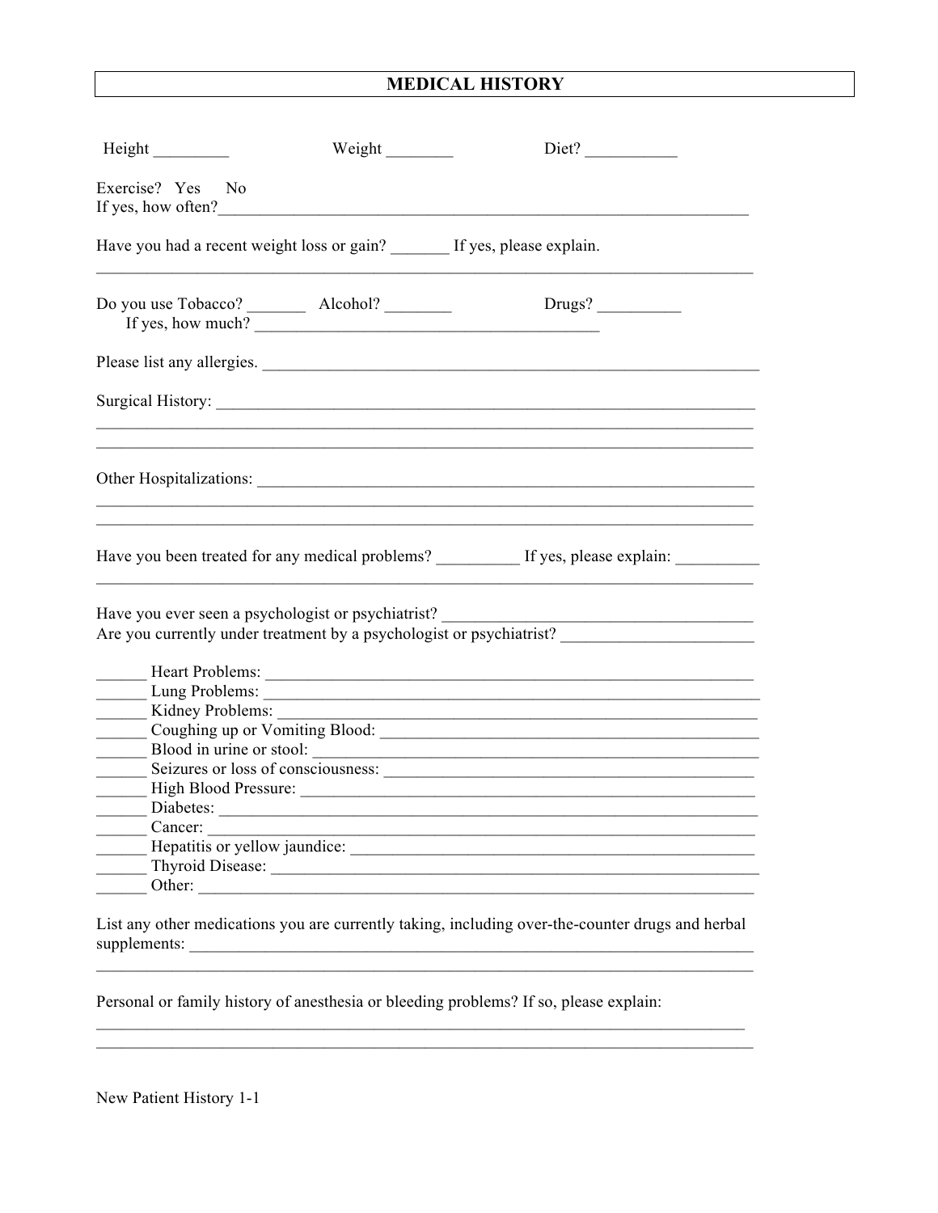# MEDICAL HISTORY

Height _________ Weight ________ Diet? ___________

Exercise? Yes No
If yes, how often?_________________________________________________________________

Have you had a recent weight loss or gain? _______ If yes, please explain.
___________________________________________________________________________

Do you use Tobacco? _______ Alcohol? ________ Drugs? __________
If yes, how much? __________________________________________

Please list any allergies. ____________________________________________________________

Surgical History: ___________________________________________________________________
___________________________________________________________________________
___________________________________________________________________________

Other Hospitalizations: _______________________________________________________________
___________________________________________________________________________
___________________________________________________________________________

Have you been treated for any medical problems? __________ If yes, please explain: __________
___________________________________________________________________________

Have you ever seen a psychologist or psychiatrist? ______________________________________
Are you currently under treatment by a psychologist or psychiatrist? ______________________

______ Heart Problems: _____________________________________________________________
______ Lung Problems: ______________________________________________________________
______ Kidney Problems: ____________________________________________________________
______ Coughing up or Vomiting Blood: _______________________________________________
______ Blood in urine or stool: _______________________________________________________
______ Seizures or loss of consciousness: _____________________________________________
______ High Blood Pressure: ________________________________________________________
______ Diabetes: __________________________________________________________________
______ Cancer: ___________________________________________________________________
______ Hepatitis or yellow jaundice: __________________________________________________
______ Thyroid Disease: ____________________________________________________________
______ Other: _____________________________________________________________________

List any other medications you are currently taking, including over-the-counter drugs and herbal supplements: __________________________________________________________________
___________________________________________________________________________

Personal or family history of anesthesia or bleeding problems? If so, please explain:
___________________________________________________________________________
___________________________________________________________________________

New Patient History 1-1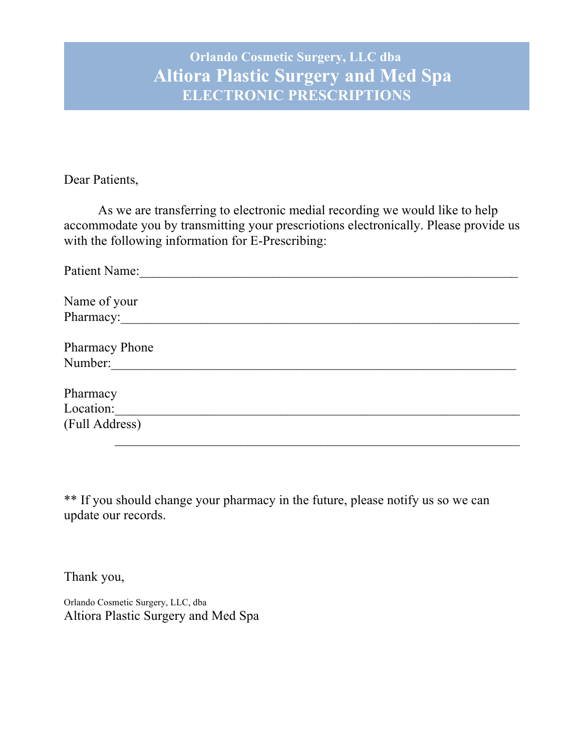**Orlando Cosmetic Surgery, LLC dba**

# Altiora Plastic Surgery and Med Spa

## ELECTRONIC PRESCRIPTIONS

Dear Patients,

As we are transferring to electronic medial recording we would like to help accommodate you by transmitting your prescriotions electronically. Please provide us with the following information for E-Prescribing:

Patient Name:_______________________________________________________

Name of your Pharmacy:_______________________________________________________

Pharmacy Phone Number:_______________________________________________________

Pharmacy Location:_______________________________________________________
(Full Address)
_______________________________________________________

** If you should change your pharmacy in the future, please notify us so we can update our records.

Thank you,

Orlando Cosmetic Surgery, LLC, dba
Altiora Plastic Surgery and Med Spa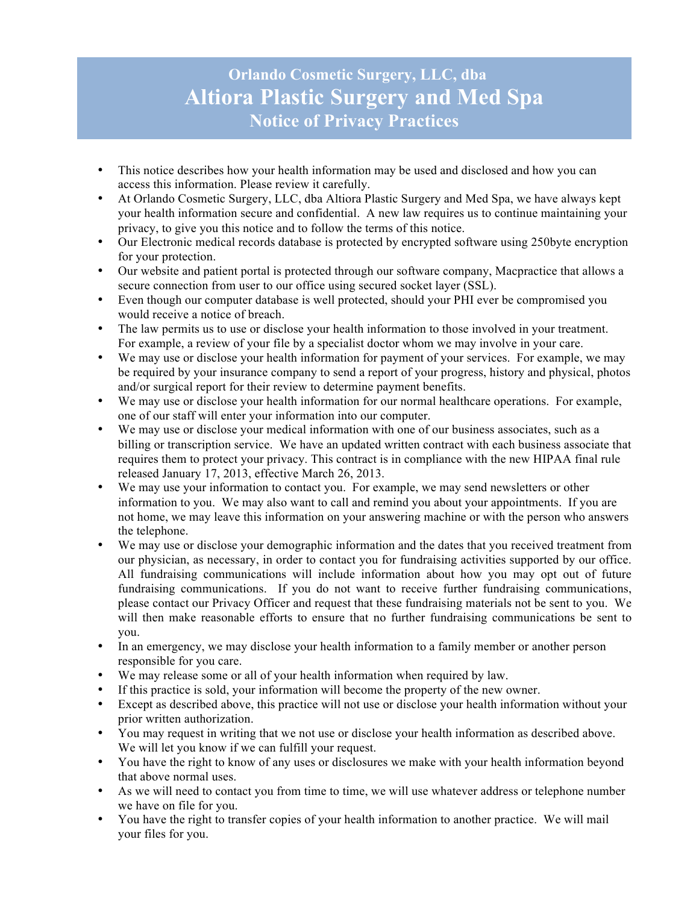# Orlando Cosmetic Surgery, LLC, dba
# Altiora Plastic Surgery and Med Spa
## Notice of Privacy Practices

- This notice describes how your health information may be used and disclosed and how you can access this information. Please review it carefully.
- At Orlando Cosmetic Surgery, LLC, dba Altiora Plastic Surgery and Med Spa, we have always kept your health information secure and confidential. A new law requires us to continue maintaining your privacy, to give you this notice and to follow the terms of this notice.
- Our Electronic medical records database is protected by encrypted software using 250byte encryption for your protection.
- Our website and patient portal is protected through our software company, Macpractice that allows a secure connection from user to our office using secured socket layer (SSL).
- Even though our computer database is well protected, should your PHI ever be compromised you would receive a notice of breach.
- The law permits us to use or disclose your health information to those involved in your treatment. For example, a review of your file by a specialist doctor whom we may involve in your care.
- We may use or disclose your health information for payment of your services. For example, we may be required by your insurance company to send a report of your progress, history and physical, photos and/or surgical report for their review to determine payment benefits.
- We may use or disclose your health information for our normal healthcare operations. For example, one of our staff will enter your information into our computer.
- We may use or disclose your medical information with one of our business associates, such as a billing or transcription service. We have an updated written contract with each business associate that requires them to protect your privacy. This contract is in compliance with the new HIPAA final rule released January 17, 2013, effective March 26, 2013.
- We may use your information to contact you. For example, we may send newsletters or other information to you. We may also want to call and remind you about your appointments. If you are not home, we may leave this information on your answering machine or with the person who answers the telephone.
- We may use or disclose your demographic information and the dates that you received treatment from our physician, as necessary, in order to contact you for fundraising activities supported by our office. All fundraising communications will include information about how you may opt out of future fundraising communications. If you do not want to receive further fundraising communications, please contact our Privacy Officer and request that these fundraising materials not be sent to you. We will then make reasonable efforts to ensure that no further fundraising communications be sent to you.
- In an emergency, we may disclose your health information to a family member or another person responsible for you care.
- We may release some or all of your health information when required by law.
- If this practice is sold, your information will become the property of the new owner.
- Except as described above, this practice will not use or disclose your health information without your prior written authorization.
- You may request in writing that we not use or disclose your health information as described above. We will let you know if we can fulfill your request.
- You have the right to know of any uses or disclosures we make with your health information beyond that above normal uses.
- As we will need to contact you from time to time, we will use whatever address or telephone number we have on file for you.
- You have the right to transfer copies of your health information to another practice. We will mail your files for you.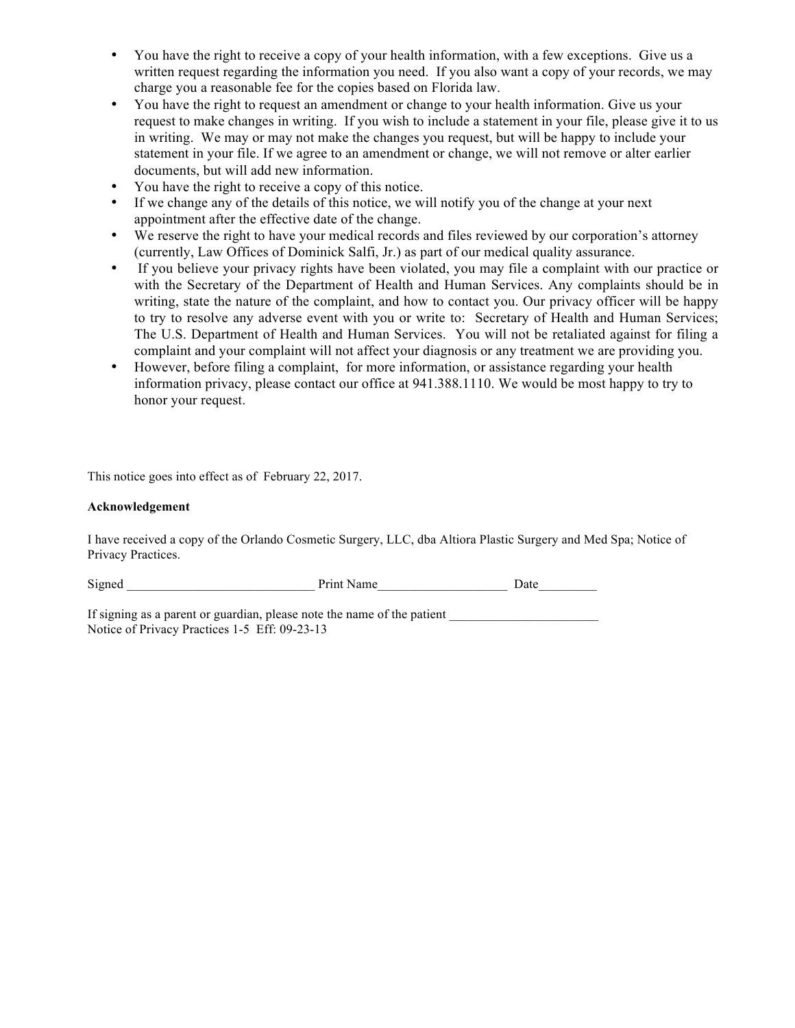- You have the right to receive a copy of your health information, with a few exceptions. Give us a written request regarding the information you need. If you also want a copy of your records, we may charge you a reasonable fee for the copies based on Florida law.
- You have the right to request an amendment or change to your health information. Give us your request to make changes in writing. If you wish to include a statement in your file, please give it to us in writing. We may or may not make the changes you request, but will be happy to include your statement in your file. If we agree to an amendment or change, we will not remove or alter earlier documents, but will add new information.
- You have the right to receive a copy of this notice.
- If we change any of the details of this notice, we will notify you of the change at your next appointment after the effective date of the change.
- We reserve the right to have your medical records and files reviewed by our corporation's attorney (currently, Law Offices of Dominick Salfi, Jr.) as part of our medical quality assurance.
- If you believe your privacy rights have been violated, you may file a complaint with our practice or with the Secretary of the Department of Health and Human Services. Any complaints should be in writing, state the nature of the complaint, and how to contact you. Our privacy officer will be happy to try to resolve any adverse event with you or write to: Secretary of Health and Human Services; The U.S. Department of Health and Human Services. You will not be retaliated against for filing a complaint and your complaint will not affect your diagnosis or any treatment we are providing you.
- However, before filing a complaint, for more information, or assistance regarding your health information privacy, please contact our office at 941.388.1110. We would be most happy to try to honor your request.

This notice goes into effect as of February 22, 2017.

**Acknowledgement**

I have received a copy of the Orlando Cosmetic Surgery, LLC, dba Altiora Plastic Surgery and Med Spa; Notice of Privacy Practices.

Signed ____________________________ Print Name___________________ Date_________

If signing as a parent or guardian, please note the name of the patient ______________________

Notice of Privacy Practices 1-5 Eff: 09-23-13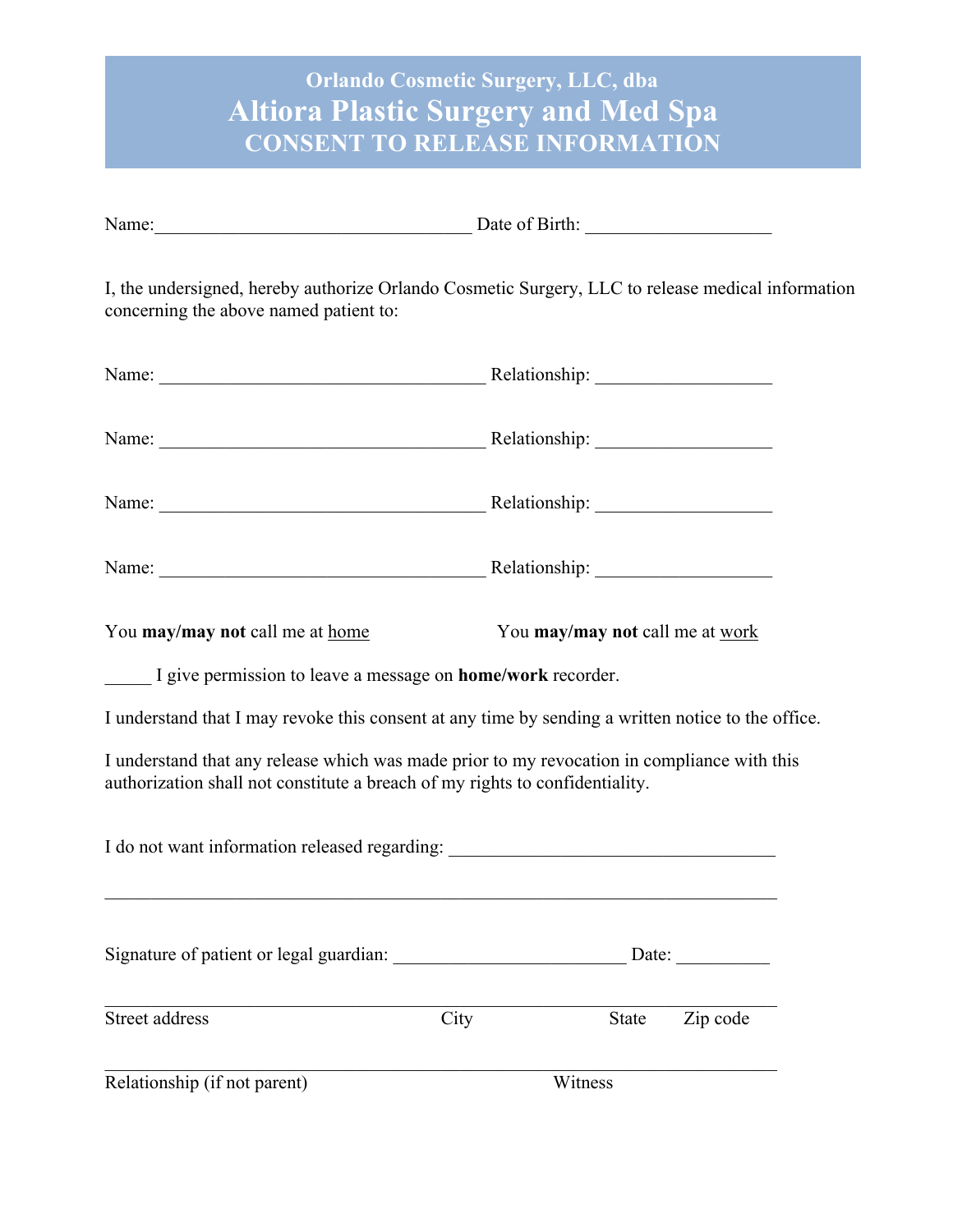# Orlando Cosmetic Surgery, LLC, dba
# Altiora Plastic Surgery and Med Spa
## CONSENT TO RELEASE INFORMATION

Name:___________________________________ Date of Birth: ____________________

I, the undersigned, hereby authorize Orlando Cosmetic Surgery, LLC to release medical information concerning the above named patient to:

Name: ____________________________________ Relationship: ___________________

Name: ____________________________________ Relationship: ___________________

Name: ____________________________________ Relationship: ___________________

Name: ____________________________________ Relationship: ___________________

You **may/may not** call me at <u>home</u>  You **may/may not** call me at <u>work</u>

_____ I give permission to leave a message on **home/work** recorder.

I understand that I may revoke this consent at any time by sending a written notice to the office.

I understand that any release which was made prior to my revocation in compliance with this authorization shall not constitute a breach of my rights to confidentiality.

I do not want information released regarding: ____________________________________

__________________________________________________________________________

Signature of patient or legal guardian: _________________________ Date: __________

__________________________________________________________________________
Street address  City  State  Zip code

__________________________________________________________________________
Relationship (if not parent)  Witness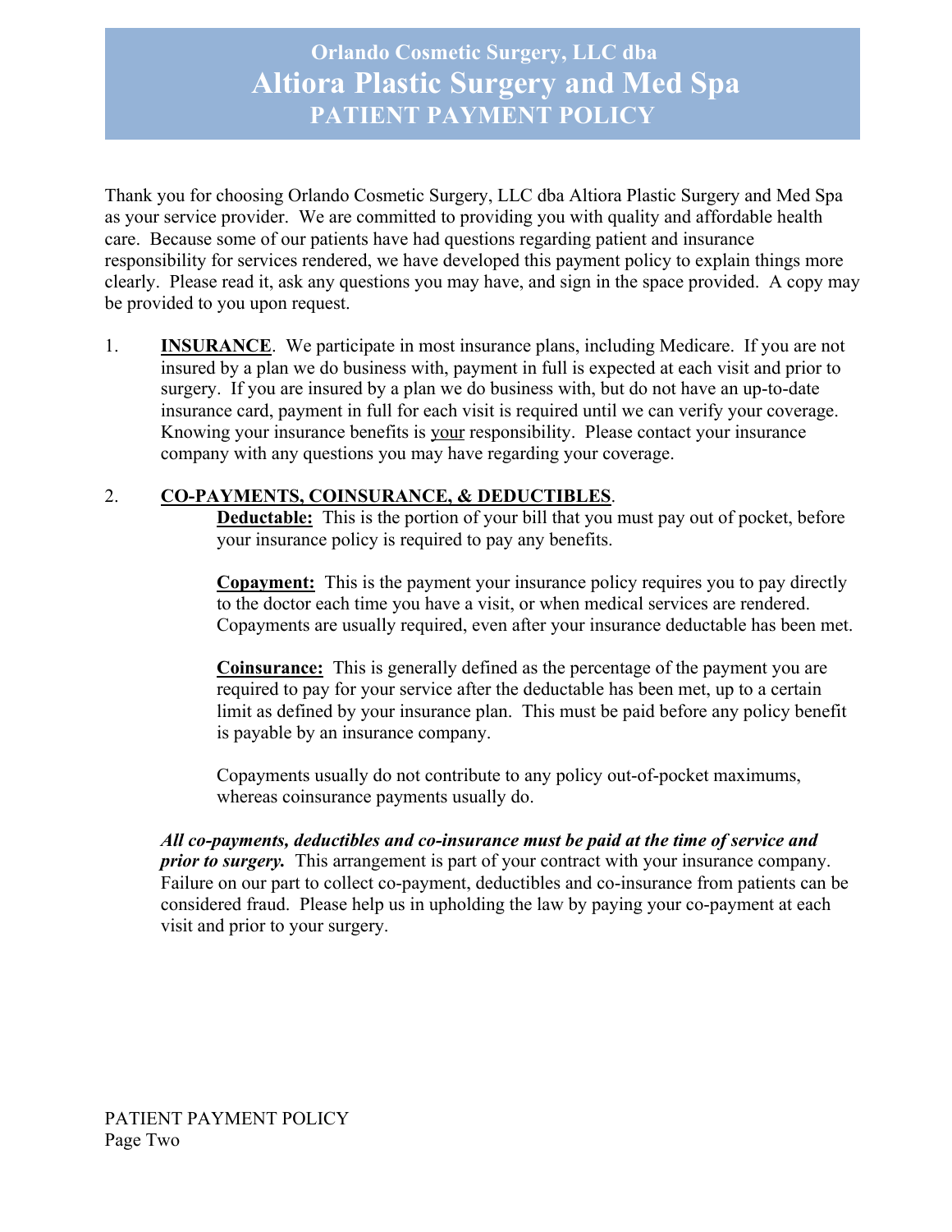# Orlando Cosmetic Surgery, LLC dba
# Altiora Plastic Surgery and Med Spa
## PATIENT PAYMENT POLICY

Thank you for choosing Orlando Cosmetic Surgery, LLC dba Altiora Plastic Surgery and Med Spa as your service provider. We are committed to providing you with quality and affordable health care. Because some of our patients have had questions regarding patient and insurance responsibility for services rendered, we have developed this payment policy to explain things more clearly. Please read it, ask any questions you may have, and sign in the space provided. A copy may be provided to you upon request.

1. **INSURANCE**. We participate in most insurance plans, including Medicare. If you are not insured by a plan we do business with, payment in full is expected at each visit and prior to surgery. If you are insured by a plan we do business with, but do not have an up-to-date insurance card, payment in full for each visit is required until we can verify your coverage. Knowing your insurance benefits is your responsibility. Please contact your insurance company with any questions you may have regarding your coverage.

2. **CO-PAYMENTS, COINSURANCE, & DEDUCTIBLES**.

   **Deductable:** This is the portion of your bill that you must pay out of pocket, before your insurance policy is required to pay any benefits.

   **Copayment:** This is the payment your insurance policy requires you to pay directly to the doctor each time you have a visit, or when medical services are rendered. Copayments are usually required, even after your insurance deductable has been met.

   **Coinsurance:** This is generally defined as the percentage of the payment you are required to pay for your service after the deductable has been met, up to a certain limit as defined by your insurance plan. This must be paid before any policy benefit is payable by an insurance company.

   Copayments usually do not contribute to any policy out-of-pocket maximums, whereas coinsurance payments usually do.

   ***All co-payments, deductibles and co-insurance must be paid at the time of service and prior to surgery.*** This arrangement is part of your contract with your insurance company. Failure on our part to collect co-payment, deductibles and co-insurance from patients can be considered fraud. Please help us in upholding the law by paying your co-payment at each visit and prior to your surgery.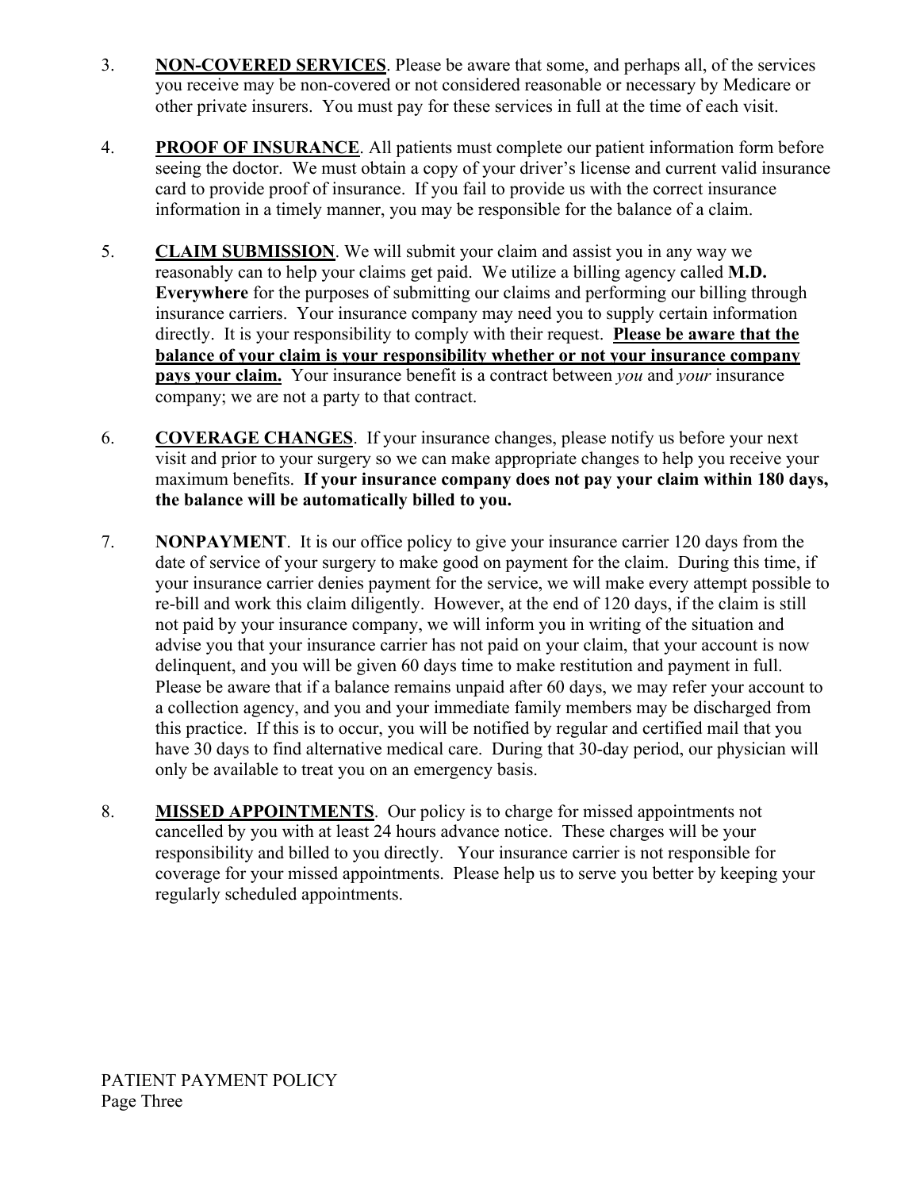3. **NON-COVERED SERVICES**. Please be aware that some, and perhaps all, of the services you receive may be non-covered or not considered reasonable or necessary by Medicare or other private insurers. You must pay for these services in full at the time of each visit.

4. **PROOF OF INSURANCE**. All patients must complete our patient information form before seeing the doctor. We must obtain a copy of your driver's license and current valid insurance card to provide proof of insurance. If you fail to provide us with the correct insurance information in a timely manner, you may be responsible for the balance of a claim.

5. **CLAIM SUBMISSION**. We will submit your claim and assist you in any way we reasonably can to help your claims get paid. We utilize a billing agency called **M.D. Everywhere** for the purposes of submitting our claims and performing our billing through insurance carriers. Your insurance company may need you to supply certain information directly. It is your responsibility to comply with their request. **Please be aware that the balance of your claim is your responsibility whether or not your insurance company pays your claim.** Your insurance benefit is a contract between *you* and *your* insurance company; we are not a party to that contract.

6. **COVERAGE CHANGES**. If your insurance changes, please notify us before your next visit and prior to your surgery so we can make appropriate changes to help you receive your maximum benefits. **If your insurance company does not pay your claim within 180 days, the balance will be automatically billed to you.**

7. **NONPAYMENT**. It is our office policy to give your insurance carrier 120 days from the date of service of your surgery to make good on payment for the claim. During this time, if your insurance carrier denies payment for the service, we will make every attempt possible to re-bill and work this claim diligently. However, at the end of 120 days, if the claim is still not paid by your insurance company, we will inform you in writing of the situation and advise you that your insurance carrier has not paid on your claim, that your account is now delinquent, and you will be given 60 days time to make restitution and payment in full. Please be aware that if a balance remains unpaid after 60 days, we may refer your account to a collection agency, and you and your immediate family members may be discharged from this practice. If this is to occur, you will be notified by regular and certified mail that you have 30 days to find alternative medical care. During that 30-day period, our physician will only be available to treat you on an emergency basis.

8. **MISSED APPOINTMENTS**. Our policy is to charge for missed appointments not cancelled by you with at least 24 hours advance notice. These charges will be your responsibility and billed to you directly. Your insurance carrier is not responsible for coverage for your missed appointments. Please help us to serve you better by keeping your regularly scheduled appointments.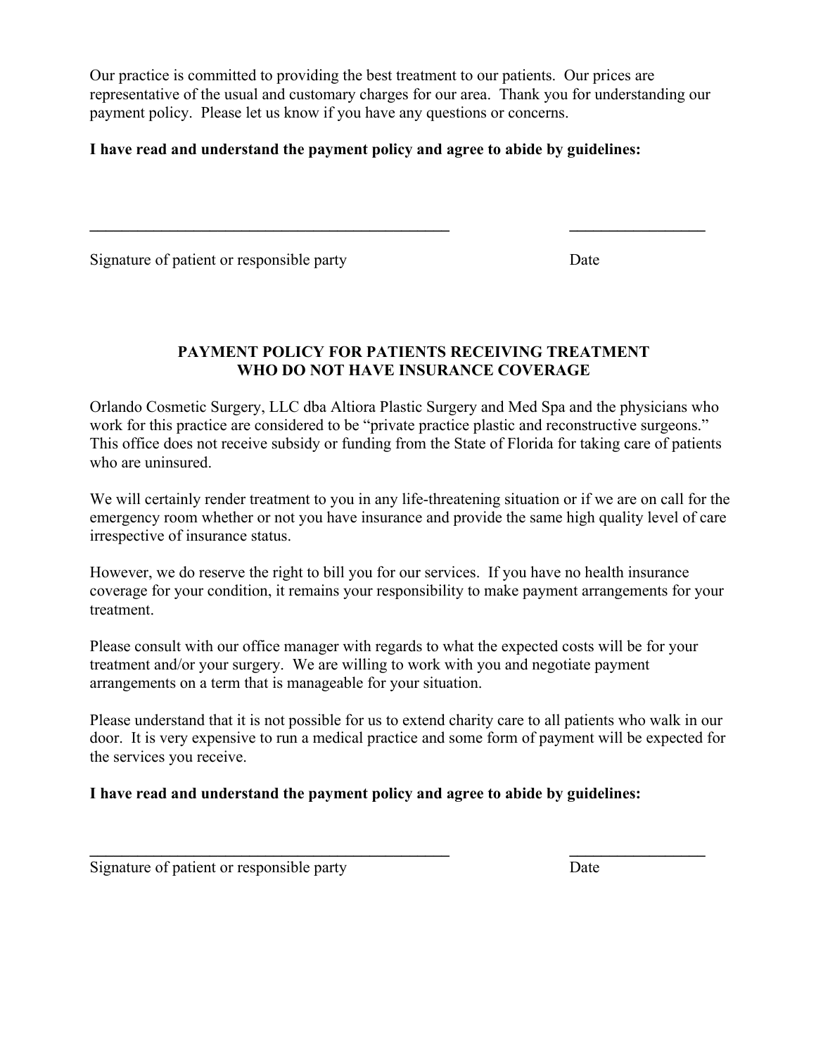Our practice is committed to providing the best treatment to our patients. Our prices are representative of the usual and customary charges for our area. Thank you for understanding our payment policy. Please let us know if you have any questions or concerns.

**I have read and understand the payment policy and agree to abide by guidelines:**

\_\_\_\_\_\_\_\_\_\_\_\_\_\_\_\_\_\_\_\_\_\_\_\_\_\_\_\_\_\_\_\_\_\_\_\_\_\_\_\_\_\_\_\_\_ &nbsp;&nbsp;&nbsp;&nbsp;&nbsp;&nbsp;&nbsp;&nbsp; \_\_\_\_\_\_\_\_\_\_\_\_\_\_\_\_\_

Signature of patient or responsible party &nbsp;&nbsp;&nbsp;&nbsp;&nbsp;&nbsp;&nbsp;&nbsp;&nbsp;&nbsp;&nbsp;&nbsp;&nbsp;&nbsp;&nbsp;&nbsp;&nbsp;&nbsp;&nbsp;&nbsp;&nbsp;&nbsp;&nbsp;&nbsp; Date

## PAYMENT POLICY FOR PATIENTS RECEIVING TREATMENT WHO DO NOT HAVE INSURANCE COVERAGE

Orlando Cosmetic Surgery, LLC dba Altiora Plastic Surgery and Med Spa and the physicians who work for this practice are considered to be "private practice plastic and reconstructive surgeons." This office does not receive subsidy or funding from the State of Florida for taking care of patients who are uninsured.

We will certainly render treatment to you in any life-threatening situation or if we are on call for the emergency room whether or not you have insurance and provide the same high quality level of care irrespective of insurance status.

However, we do reserve the right to bill you for our services. If you have no health insurance coverage for your condition, it remains your responsibility to make payment arrangements for your treatment.

Please consult with our office manager with regards to what the expected costs will be for your treatment and/or your surgery. We are willing to work with you and negotiate payment arrangements on a term that is manageable for your situation.

Please understand that it is not possible for us to extend charity care to all patients who walk in our door. It is very expensive to run a medical practice and some form of payment will be expected for the services you receive.

**I have read and understand the payment policy and agree to abide by guidelines:**

\_\_\_\_\_\_\_\_\_\_\_\_\_\_\_\_\_\_\_\_\_\_\_\_\_\_\_\_\_\_\_\_\_\_\_\_\_\_\_\_\_\_\_\_\_ &nbsp;&nbsp;&nbsp;&nbsp;&nbsp;&nbsp;&nbsp;&nbsp; \_\_\_\_\_\_\_\_\_\_\_\_\_\_\_\_\_

Signature of patient or responsible party &nbsp;&nbsp;&nbsp;&nbsp;&nbsp;&nbsp;&nbsp;&nbsp;&nbsp;&nbsp;&nbsp;&nbsp;&nbsp;&nbsp;&nbsp;&nbsp;&nbsp;&nbsp;&nbsp;&nbsp;&nbsp;&nbsp;&nbsp;&nbsp; Date